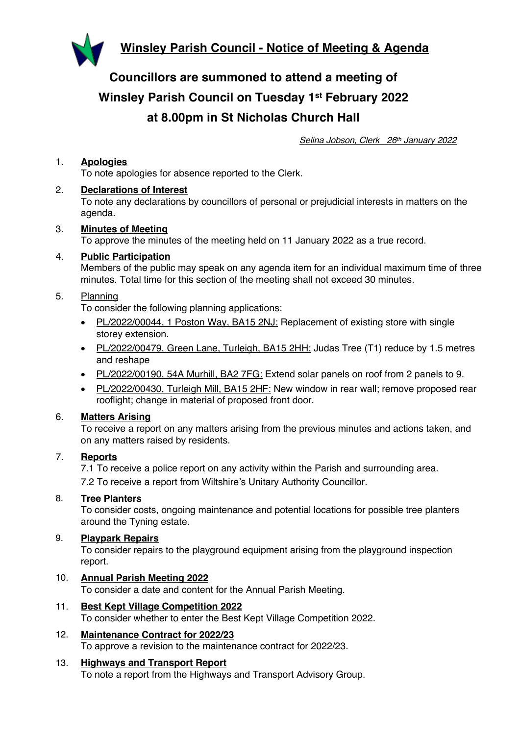# Winsley Parish Council - Notice of Meeting & Agenda

## Councillors are summoned to attend a meeting of Winsley Parish Council on Tuesday 1st February 2022 at 8.00pm in St Nicholas Church Hall

*Selina Jobson, Clerk 26th January 2022*

1. **Apologies**
   To note apologies for absence reported to the Clerk.

2. **Declarations of Interest**
   To note any declarations by councillors of personal or prejudicial interests in matters on the agenda.

3. **Minutes of Meeting**
   To approve the minutes of the meeting held on 11 January 2022 as a true record.

4. **Public Participation**
   Members of the public may speak on any agenda item for an individual maximum time of three minutes. Total time for this section of the meeting shall not exceed 30 minutes.

5. Planning
   To consider the following planning applications:
   - PL/2022/00044, 1 Poston Way, BA15 2NJ: Replacement of existing store with single storey extension.
   - PL/2022/00479, Green Lane, Turleigh, BA15 2HH: Judas Tree (T1) reduce by 1.5 metres and reshape
   - PL/2022/00190, 54A Murhill, BA2 7FG: Extend solar panels on roof from 2 panels to 9.
   - PL/2022/00430, Turleigh Mill, BA15 2HF: New window in rear wall; remove proposed rear rooflight; change in material of proposed front door.

6. **Matters Arising**
   To receive a report on any matters arising from the previous minutes and actions taken, and on any matters raised by residents.

7. **Reports**
   7.1 To receive a police report on any activity within the Parish and surrounding area.
   7.2 To receive a report from Wiltshire's Unitary Authority Councillor.

8. **Tree Planters**
   To consider costs, ongoing maintenance and potential locations for possible tree planters around the Tyning estate.

9. **Playpark Repairs**
   To consider repairs to the playground equipment arising from the playground inspection report.

10. **Annual Parish Meeting 2022**
    To consider a date and content for the Annual Parish Meeting.

11. **Best Kept Village Competition 2022**
    To consider whether to enter the Best Kept Village Competition 2022.

12. **Maintenance Contract for 2022/23**
    To approve a revision to the maintenance contract for 2022/23.

13. **Highways and Transport Report**
    To note a report from the Highways and Transport Advisory Group.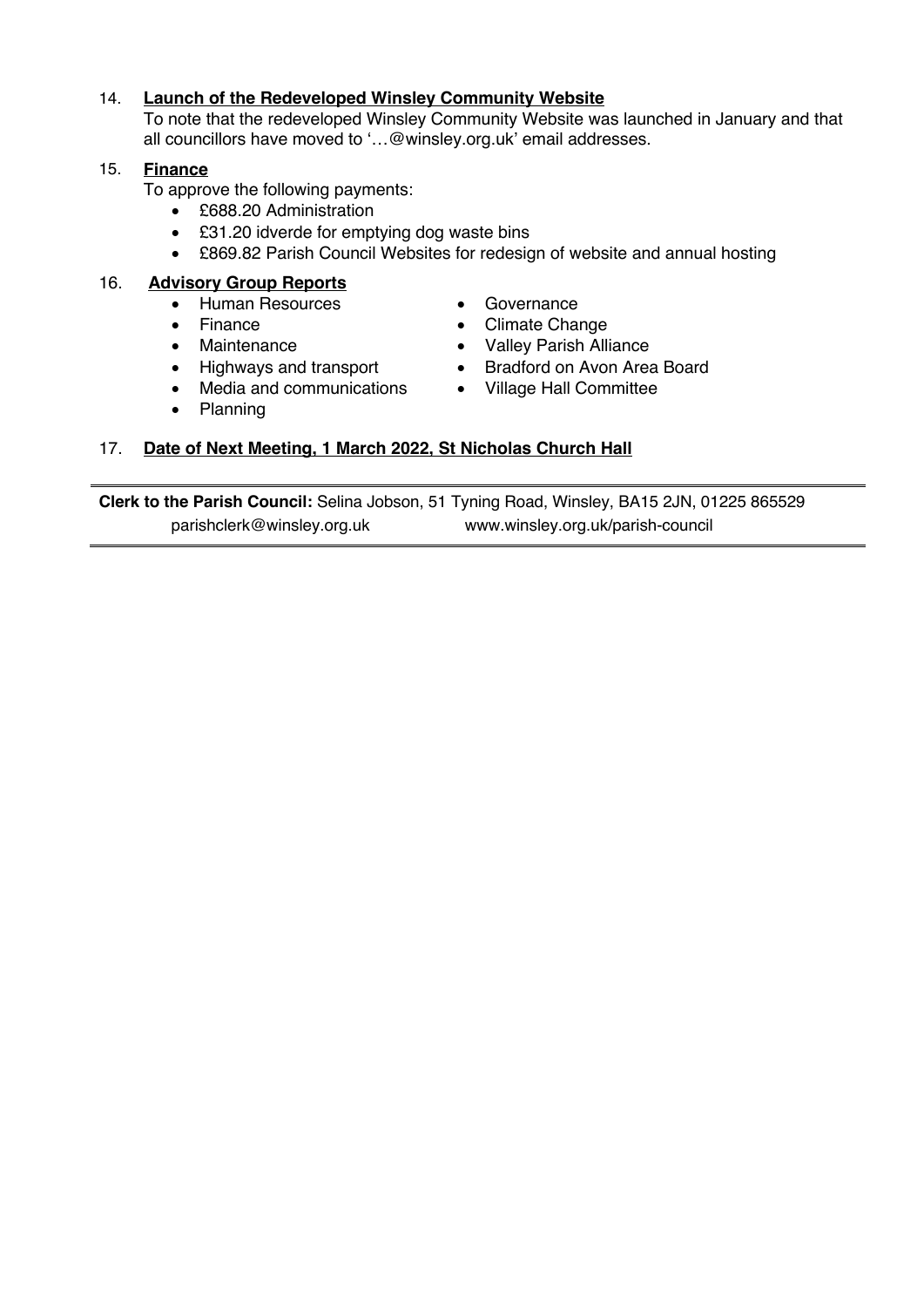14. **Launch of the Redeveloped Winsley Community Website**
    To note that the redeveloped Winsley Community Website was launched in January and that all councillors have moved to '…@winsley.org.uk' email addresses.

15. **Finance**
    To approve the following payments:
    - £688.20 Administration
    - £31.20 idverde for emptying dog waste bins
    - £869.82 Parish Council Websites for redesign of website and annual hosting

16. **Advisory Group Reports**
    - Human Resources
    - Finance
    - Maintenance
    - Highways and transport
    - Media and communications
    - Planning
    - Governance
    - Climate Change
    - Valley Parish Alliance
    - Bradford on Avon Area Board
    - Village Hall Committee

17. **Date of Next Meeting, 1 March 2022, St Nicholas Church Hall**

---

**Clerk to the Parish Council:** Selina Jobson, 51 Tyning Road, Winsley, BA15 2JN, 01225 865529
parishclerk@winsley.org.uk www.winsley.org.uk/parish-council

---